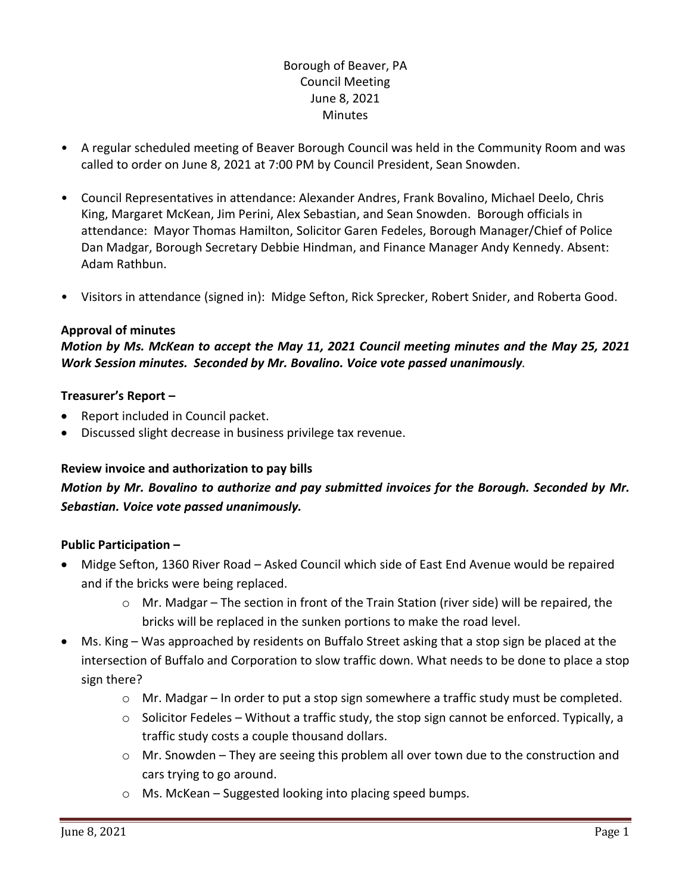# Borough of Beaver, PA
## Council Meeting
## June 8, 2021
## Minutes

- A regular scheduled meeting of Beaver Borough Council was held in the Community Room and was called to order on June 8, 2021 at 7:00 PM by Council President, Sean Snowden.
- Council Representatives in attendance: Alexander Andres, Frank Bovalino, Michael Deelo, Chris King, Margaret McKean, Jim Perini, Alex Sebastian, and Sean Snowden. Borough officials in attendance: Mayor Thomas Hamilton, Solicitor Garen Fedeles, Borough Manager/Chief of Police Dan Madgar, Borough Secretary Debbie Hindman, and Finance Manager Andy Kennedy. Absent: Adam Rathbun.
- Visitors in attendance (signed in): Midge Sefton, Rick Sprecker, Robert Snider, and Roberta Good.

**Approval of minutes**

***Motion by Ms. McKean to accept the May 11, 2021 Council meeting minutes and the May 25, 2021 Work Session minutes. Seconded by Mr. Bovalino. Voice vote passed unanimously.***

**Treasurer's Report –**

- Report included in Council packet.
- Discussed slight decrease in business privilege tax revenue.

**Review invoice and authorization to pay bills**

***Motion by Mr. Bovalino to authorize and pay submitted invoices for the Borough. Seconded by Mr. Sebastian. Voice vote passed unanimously.***

**Public Participation –**

- Midge Sefton, 1360 River Road – Asked Council which side of East End Avenue would be repaired and if the bricks were being replaced.
  - Mr. Madgar – The section in front of the Train Station (river side) will be repaired, the bricks will be replaced in the sunken portions to make the road level.
- Ms. King – Was approached by residents on Buffalo Street asking that a stop sign be placed at the intersection of Buffalo and Corporation to slow traffic down. What needs to be done to place a stop sign there?
  - Mr. Madgar – In order to put a stop sign somewhere a traffic study must be completed.
  - Solicitor Fedeles – Without a traffic study, the stop sign cannot be enforced. Typically, a traffic study costs a couple thousand dollars.
  - Mr. Snowden – They are seeing this problem all over town due to the construction and cars trying to go around.
  - Ms. McKean – Suggested looking into placing speed bumps.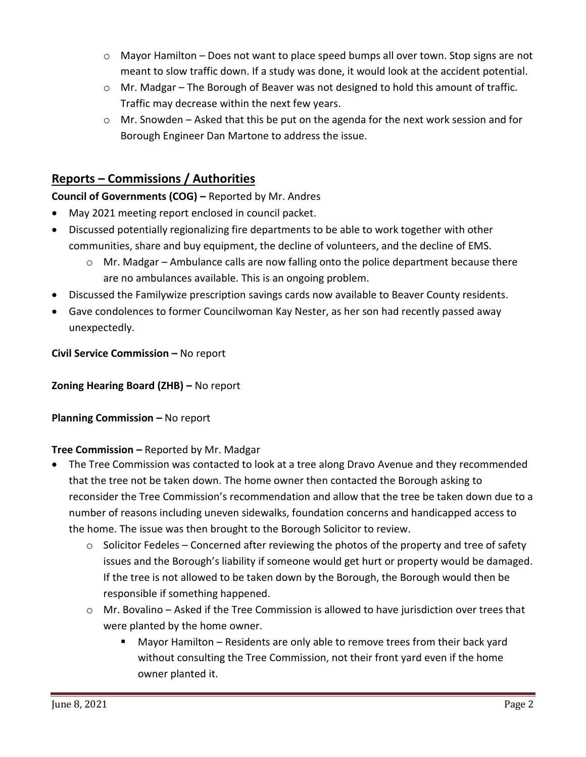- Mayor Hamilton – Does not want to place speed bumps all over town. Stop signs are not meant to slow traffic down. If a study was done, it would look at the accident potential.
  - Mr. Madgar – The Borough of Beaver was not designed to hold this amount of traffic. Traffic may decrease within the next few years.
  - Mr. Snowden – Asked that this be put on the agenda for the next work session and for Borough Engineer Dan Martone to address the issue.

## Reports – Commissions / Authorities

**Council of Governments (COG) –** Reported by Mr. Andres

- May 2021 meeting report enclosed in council packet.
- Discussed potentially regionalizing fire departments to be able to work together with other communities, share and buy equipment, the decline of volunteers, and the decline of EMS.
  - Mr. Madgar – Ambulance calls are now falling onto the police department because there are no ambulances available. This is an ongoing problem.
- Discussed the Familywize prescription savings cards now available to Beaver County residents.
- Gave condolences to former Councilwoman Kay Nester, as her son had recently passed away unexpectedly.

**Civil Service Commission –** No report

**Zoning Hearing Board (ZHB) –** No report

**Planning Commission –** No report

**Tree Commission –** Reported by Mr. Madgar

- The Tree Commission was contacted to look at a tree along Dravo Avenue and they recommended that the tree not be taken down. The home owner then contacted the Borough asking to reconsider the Tree Commission's recommendation and allow that the tree be taken down due to a number of reasons including uneven sidewalks, foundation concerns and handicapped access to the home. The issue was then brought to the Borough Solicitor to review.
  - Solicitor Fedeles – Concerned after reviewing the photos of the property and tree of safety issues and the Borough's liability if someone would get hurt or property would be damaged. If the tree is not allowed to be taken down by the Borough, the Borough would then be responsible if something happened.
  - Mr. Bovalino – Asked if the Tree Commission is allowed to have jurisdiction over trees that were planted by the home owner.
    - Mayor Hamilton – Residents are only able to remove trees from their back yard without consulting the Tree Commission, not their front yard even if the home owner planted it.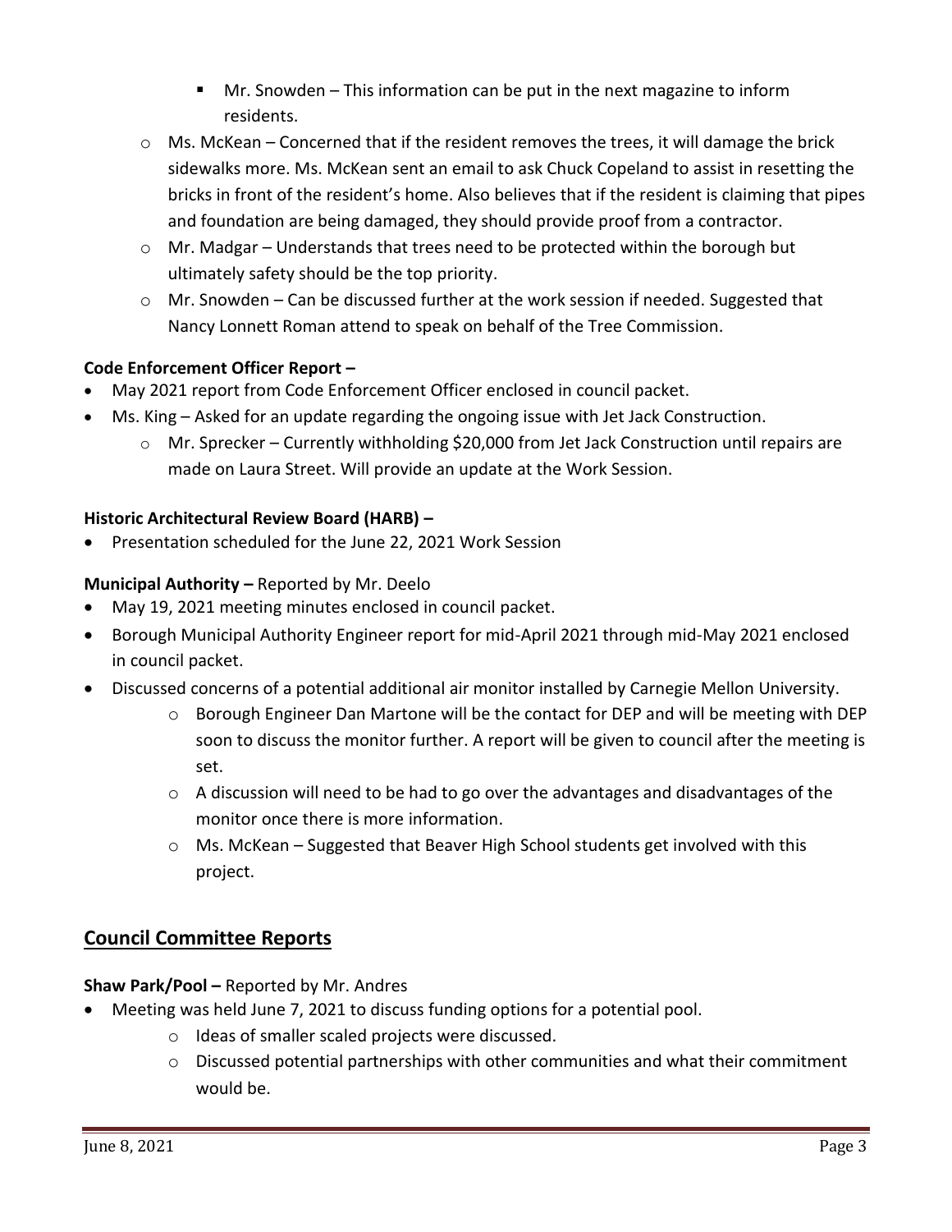- Mr. Snowden – This information can be put in the next magazine to inform residents.
    - Ms. McKean – Concerned that if the resident removes the trees, it will damage the brick sidewalks more. Ms. McKean sent an email to ask Chuck Copeland to assist in resetting the bricks in front of the resident's home. Also believes that if the resident is claiming that pipes and foundation are being damaged, they should provide proof from a contractor.
    - Mr. Madgar – Understands that trees need to be protected within the borough but ultimately safety should be the top priority.
    - Mr. Snowden – Can be discussed further at the work session if needed. Suggested that Nancy Lonnett Roman attend to speak on behalf of the Tree Commission.

**Code Enforcement Officer Report –**

- May 2021 report from Code Enforcement Officer enclosed in council packet.
- Ms. King – Asked for an update regarding the ongoing issue with Jet Jack Construction.
    - Mr. Sprecker – Currently withholding $20,000 from Jet Jack Construction until repairs are made on Laura Street. Will provide an update at the Work Session.

**Historic Architectural Review Board (HARB) –**

- Presentation scheduled for the June 22, 2021 Work Session

**Municipal Authority –** Reported by Mr. Deelo

- May 19, 2021 meeting minutes enclosed in council packet.
- Borough Municipal Authority Engineer report for mid-April 2021 through mid-May 2021 enclosed in council packet.
- Discussed concerns of a potential additional air monitor installed by Carnegie Mellon University.
    - Borough Engineer Dan Martone will be the contact for DEP and will be meeting with DEP soon to discuss the monitor further. A report will be given to council after the meeting is set.
    - A discussion will need to be had to go over the advantages and disadvantages of the monitor once there is more information.
    - Ms. McKean – Suggested that Beaver High School students get involved with this project.

## Council Committee Reports

**Shaw Park/Pool –** Reported by Mr. Andres

- Meeting was held June 7, 2021 to discuss funding options for a potential pool.
    - Ideas of smaller scaled projects were discussed.
    - Discussed potential partnerships with other communities and what their commitment would be.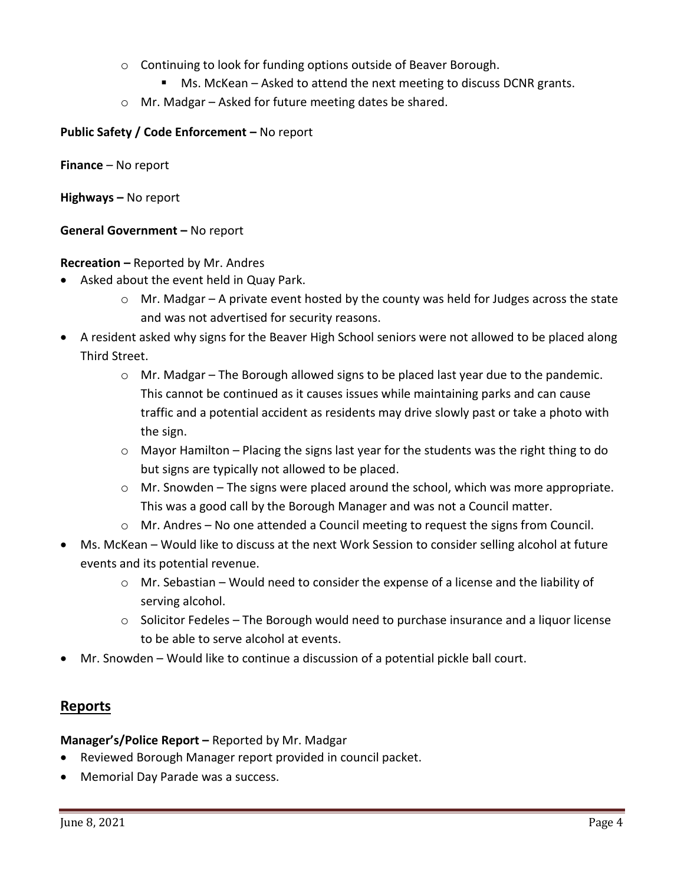- Continuing to look for funding options outside of Beaver Borough.
      - Ms. McKean – Asked to attend the next meeting to discuss DCNR grants.
   - Mr. Madgar – Asked for future meeting dates be shared.

**Public Safety / Code Enforcement –** No report

**Finance** – No report

**Highways –** No report

**General Government –** No report

**Recreation –** Reported by Mr. Andres

- Asked about the event held in Quay Park.
   - Mr. Madgar – A private event hosted by the county was held for Judges across the state and was not advertised for security reasons.
- A resident asked why signs for the Beaver High School seniors were not allowed to be placed along Third Street.
   - Mr. Madgar – The Borough allowed signs to be placed last year due to the pandemic. This cannot be continued as it causes issues while maintaining parks and can cause traffic and a potential accident as residents may drive slowly past or take a photo with the sign.
   - Mayor Hamilton – Placing the signs last year for the students was the right thing to do but signs are typically not allowed to be placed.
   - Mr. Snowden – The signs were placed around the school, which was more appropriate. This was a good call by the Borough Manager and was not a Council matter.
   - Mr. Andres – No one attended a Council meeting to request the signs from Council.
- Ms. McKean – Would like to discuss at the next Work Session to consider selling alcohol at future events and its potential revenue.
   - Mr. Sebastian – Would need to consider the expense of a license and the liability of serving alcohol.
   - Solicitor Fedeles – The Borough would need to purchase insurance and a liquor license to be able to serve alcohol at events.
- Mr. Snowden – Would like to continue a discussion of a potential pickle ball court.

## Reports

**Manager's/Police Report –** Reported by Mr. Madgar

- Reviewed Borough Manager report provided in council packet.
- Memorial Day Parade was a success.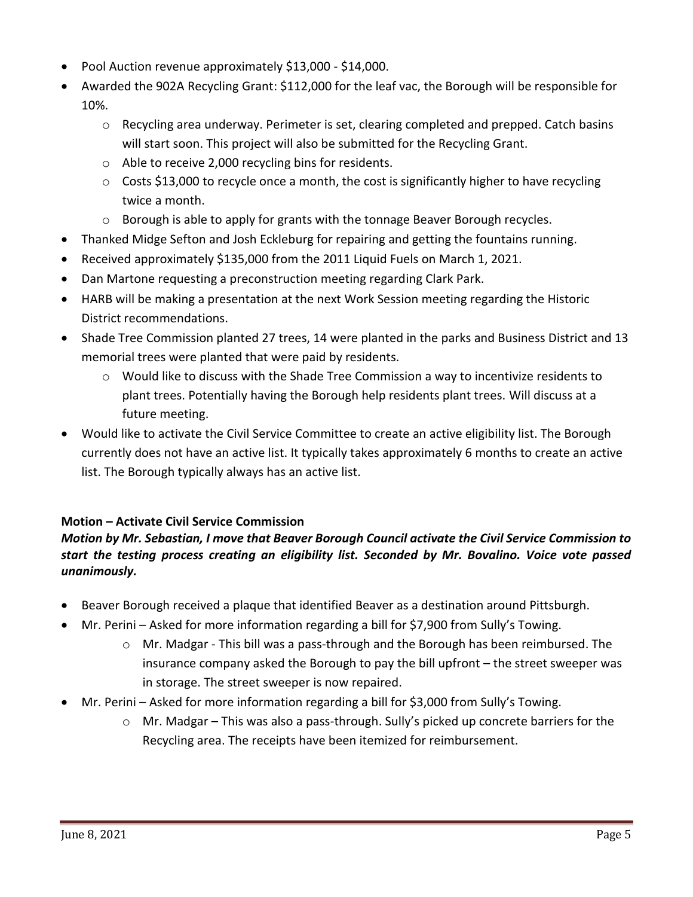- Pool Auction revenue approximately $13,000 - $14,000.
- Awarded the 902A Recycling Grant: $112,000 for the leaf vac, the Borough will be responsible for 10%.
    - Recycling area underway. Perimeter is set, clearing completed and prepped. Catch basins will start soon. This project will also be submitted for the Recycling Grant.
    - Able to receive 2,000 recycling bins for residents.
    - Costs $13,000 to recycle once a month, the cost is significantly higher to have recycling twice a month.
    - Borough is able to apply for grants with the tonnage Beaver Borough recycles.
- Thanked Midge Sefton and Josh Eckleburg for repairing and getting the fountains running.
- Received approximately $135,000 from the 2011 Liquid Fuels on March 1, 2021.
- Dan Martone requesting a preconstruction meeting regarding Clark Park.
- HARB will be making a presentation at the next Work Session meeting regarding the Historic District recommendations.
- Shade Tree Commission planted 27 trees, 14 were planted in the parks and Business District and 13 memorial trees were planted that were paid by residents.
    - Would like to discuss with the Shade Tree Commission a way to incentivize residents to plant trees. Potentially having the Borough help residents plant trees. Will discuss at a future meeting.
- Would like to activate the Civil Service Committee to create an active eligibility list. The Borough currently does not have an active list. It typically takes approximately 6 months to create an active list. The Borough typically always has an active list.

**Motion – Activate Civil Service Commission**

***Motion by Mr. Sebastian, I move that Beaver Borough Council activate the Civil Service Commission to start the testing process creating an eligibility list. Seconded by Mr. Bovalino. Voice vote passed unanimously.***

- Beaver Borough received a plaque that identified Beaver as a destination around Pittsburgh.
- Mr. Perini – Asked for more information regarding a bill for $7,900 from Sully's Towing.
    - Mr. Madgar - This bill was a pass-through and the Borough has been reimbursed. The insurance company asked the Borough to pay the bill upfront – the street sweeper was in storage. The street sweeper is now repaired.
- Mr. Perini – Asked for more information regarding a bill for $3,000 from Sully's Towing.
    - Mr. Madgar – This was also a pass-through. Sully's picked up concrete barriers for the Recycling area. The receipts have been itemized for reimbursement.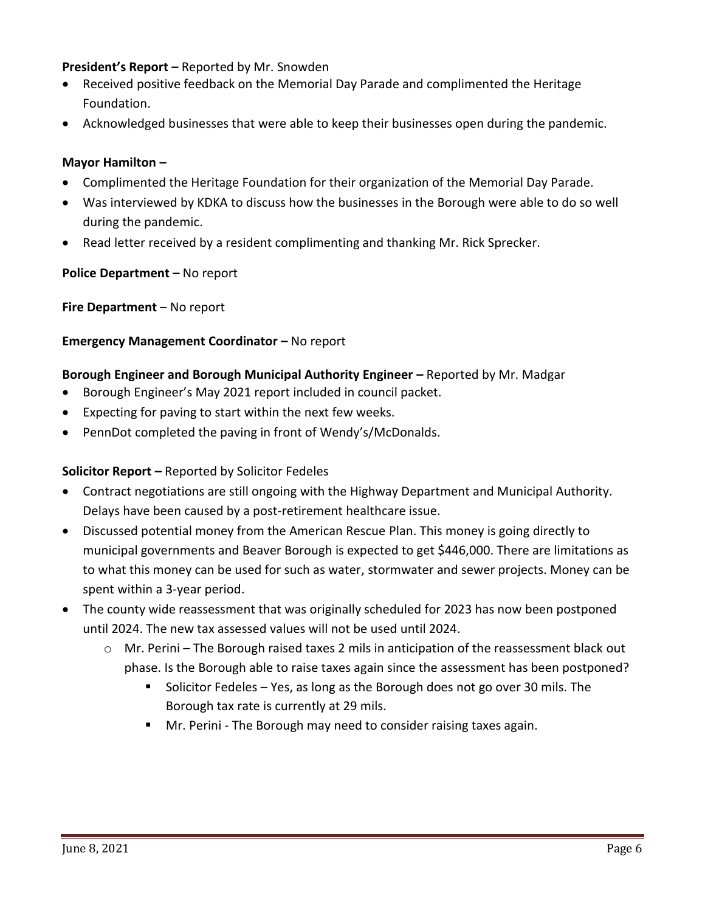**President's Report –** Reported by Mr. Snowden

- Received positive feedback on the Memorial Day Parade and complimented the Heritage Foundation.
- Acknowledged businesses that were able to keep their businesses open during the pandemic.

**Mayor Hamilton –**

- Complimented the Heritage Foundation for their organization of the Memorial Day Parade.
- Was interviewed by KDKA to discuss how the businesses in the Borough were able to do so well during the pandemic.
- Read letter received by a resident complimenting and thanking Mr. Rick Sprecker.

**Police Department –** No report

**Fire Department** – No report

**Emergency Management Coordinator –** No report

**Borough Engineer and Borough Municipal Authority Engineer –** Reported by Mr. Madgar

- Borough Engineer's May 2021 report included in council packet.
- Expecting for paving to start within the next few weeks.
- PennDot completed the paving in front of Wendy's/McDonalds.

**Solicitor Report –** Reported by Solicitor Fedeles

- Contract negotiations are still ongoing with the Highway Department and Municipal Authority. Delays have been caused by a post-retirement healthcare issue.
- Discussed potential money from the American Rescue Plan. This money is going directly to municipal governments and Beaver Borough is expected to get $446,000. There are limitations as to what this money can be used for such as water, stormwater and sewer projects. Money can be spent within a 3-year period.
- The county wide reassessment that was originally scheduled for 2023 has now been postponed until 2024. The new tax assessed values will not be used until 2024.
    - Mr. Perini – The Borough raised taxes 2 mils in anticipation of the reassessment black out phase. Is the Borough able to raise taxes again since the assessment has been postponed?
        - Solicitor Fedeles – Yes, as long as the Borough does not go over 30 mils. The Borough tax rate is currently at 29 mils.
        - Mr. Perini - The Borough may need to consider raising taxes again.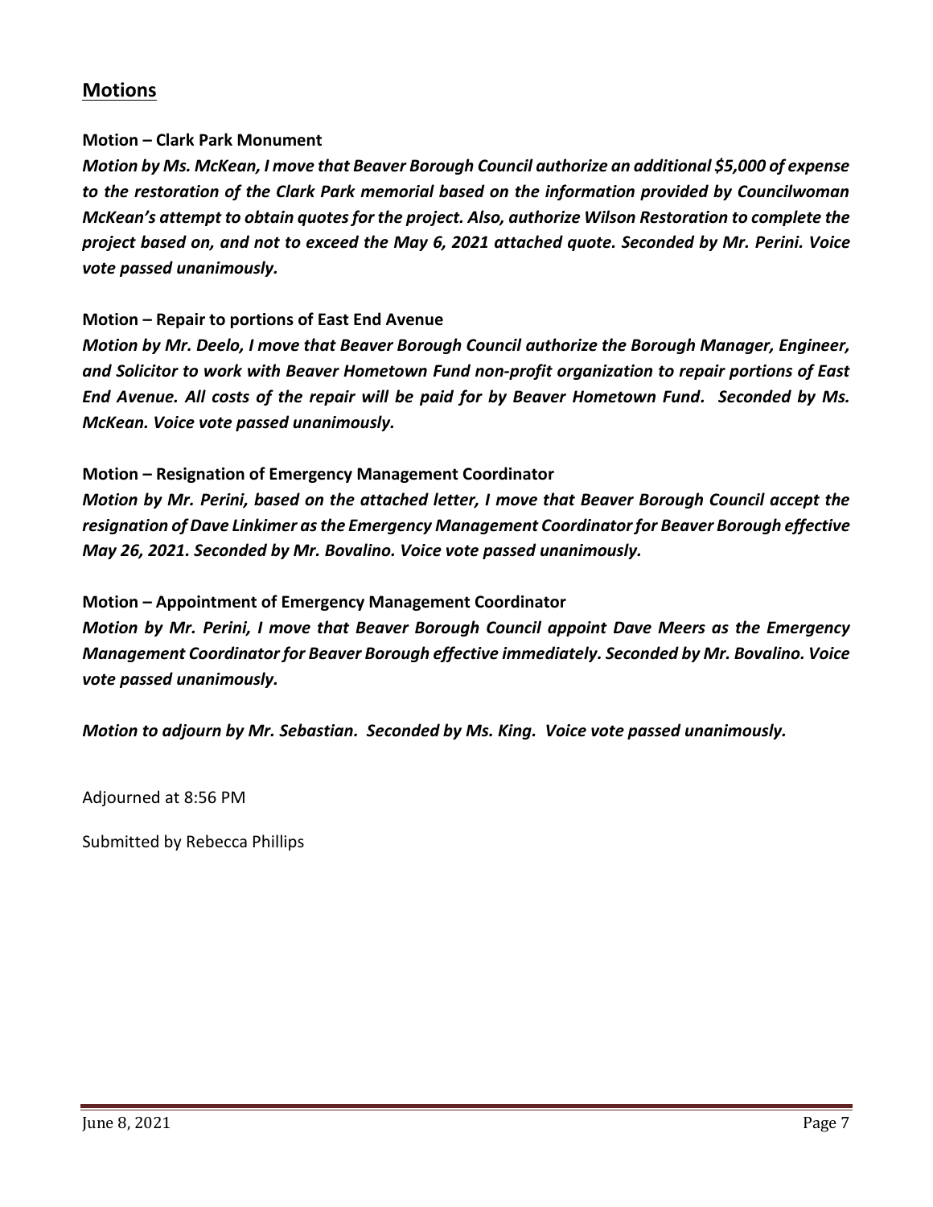## Motions

**Motion – Clark Park Monument**

***Motion by Ms. McKean, I move that Beaver Borough Council authorize an additional $5,000 of expense to the restoration of the Clark Park memorial based on the information provided by Councilwoman McKean's attempt to obtain quotes for the project. Also, authorize Wilson Restoration to complete the project based on, and not to exceed the May 6, 2021 attached quote. Seconded by Mr. Perini. Voice vote passed unanimously.***

**Motion – Repair to portions of East End Avenue**

***Motion by Mr. Deelo, I move that Beaver Borough Council authorize the Borough Manager, Engineer, and Solicitor to work with Beaver Hometown Fund non-profit organization to repair portions of East End Avenue. All costs of the repair will be paid for by Beaver Hometown Fund. Seconded by Ms. McKean. Voice vote passed unanimously.***

**Motion – Resignation of Emergency Management Coordinator**

***Motion by Mr. Perini, based on the attached letter, I move that Beaver Borough Council accept the resignation of Dave Linkimer as the Emergency Management Coordinator for Beaver Borough effective May 26, 2021. Seconded by Mr. Bovalino. Voice vote passed unanimously.***

**Motion – Appointment of Emergency Management Coordinator**

***Motion by Mr. Perini, I move that Beaver Borough Council appoint Dave Meers as the Emergency Management Coordinator for Beaver Borough effective immediately. Seconded by Mr. Bovalino. Voice vote passed unanimously.***

***Motion to adjourn by Mr. Sebastian. Seconded by Ms. King. Voice vote passed unanimously.***

Adjourned at 8:56 PM

Submitted by Rebecca Phillips